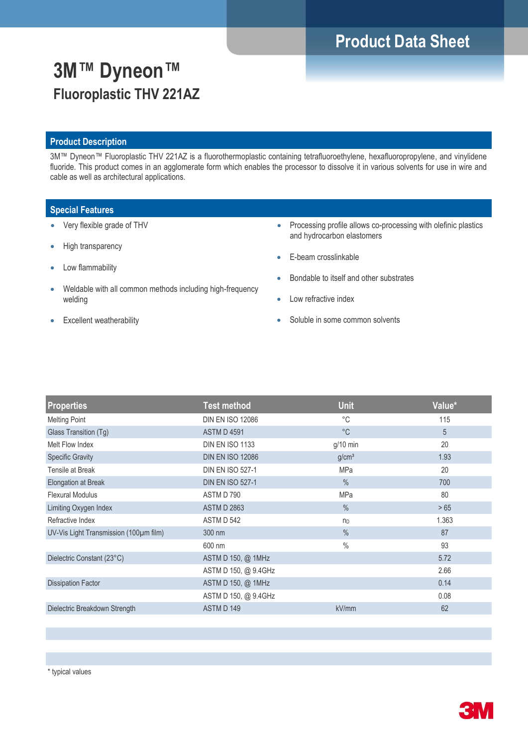Product Data Sheet

# 3M™ Dyneon™
## Fluoroplastic THV 221AZ

### Product Description

3M™ Dyneon™ Fluoroplastic THV 221AZ is a fluorothermoplastic containing tetrafluoroethylene, hexafluoropropylene, and vinylidene fluoride. This product comes in an agglomerate form which enables the processor to dissolve it in various solvents for use in wire and cable as well as architectural applications.

### Special Features

- Very flexible grade of THV
- High transparency
- Low flammability
- Weldable with all common methods including high-frequency welding
- Excellent weatherability
- Processing profile allows co-processing with olefinic plastics and hydrocarbon elastomers
- E-beam crosslinkable
- Bondable to itself and other substrates
- Low refractive index
- Soluble in some common solvents

| Properties | Test method | Unit | Value* |
|---|---|---|---|
| Melting Point | DIN EN ISO 12086 | °C | 115 |
| Glass Transition (Tg) | ASTM D 4591 | °C | 5 |
| Melt Flow Index | DIN EN ISO 1133 | g/10 min | 20 |
| Specific Gravity | DIN EN ISO 12086 | g/cm³ | 1.93 |
| Tensile at Break | DIN EN ISO 527-1 | MPa | 20 |
| Elongation at Break | DIN EN ISO 527-1 | % | 700 |
| Flexural Modulus | ASTM D 790 | MPa | 80 |
| Limiting Oxygen Index | ASTM D 2863 | % | > 65 |
| Refractive Index | ASTM D 542 | $n_D$ | 1.363 |
| UV-Vis Light Transmission (100µm film) | 300 nm | % | 87 |
| | 600 nm | % | 93 |
| Dielectric Constant (23°C) | ASTM D 150, @ 1MHz | | 5.72 |
| | ASTM D 150, @ 9.4GHz | | 2.66 |
| Dissipation Factor | ASTM D 150, @ 1MHz | | 0.14 |
| | ASTM D 150, @ 9.4GHz | | 0.08 |
| Dielectric Breakdown Strength | ASTM D 149 | kV/mm | 62 |

\* typical values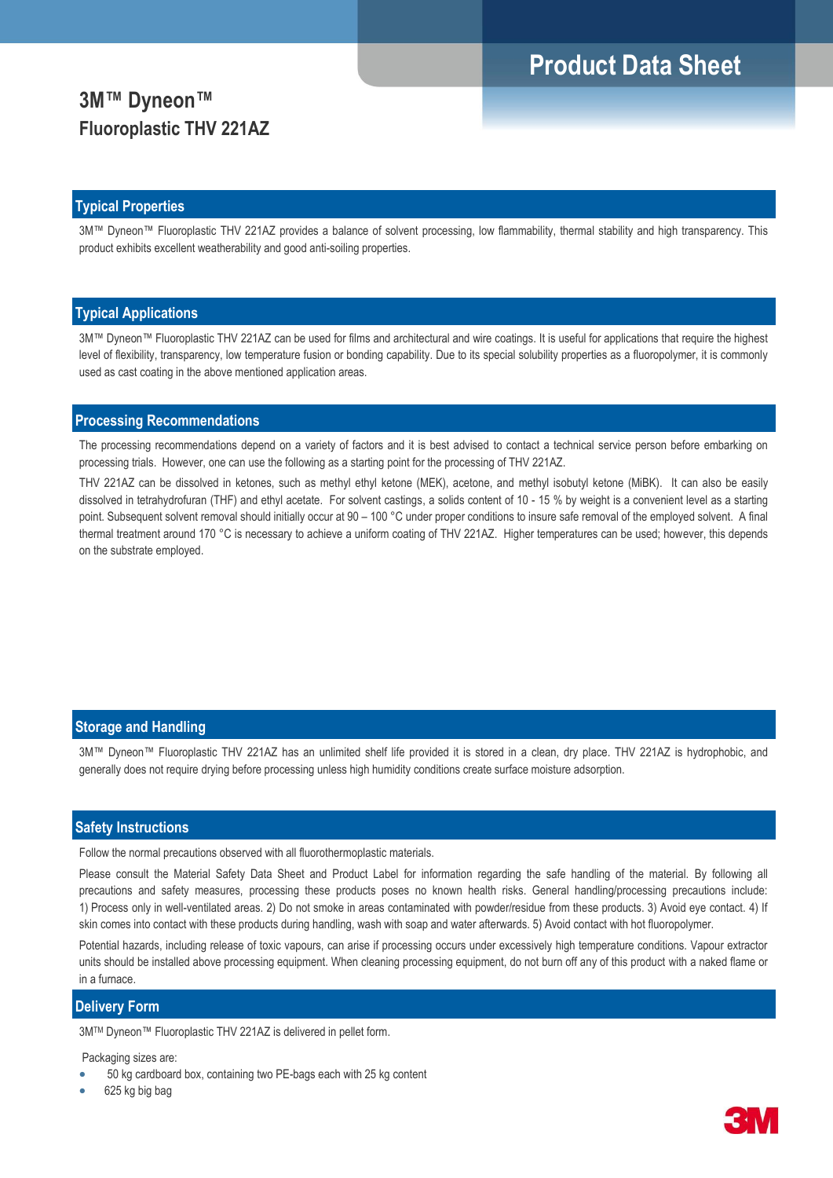# Product Data Sheet

## 3M™ Dyneon™
## Fluoroplastic THV 221AZ

### Typical Properties

3M™ Dyneon™ Fluoroplastic THV 221AZ provides a balance of solvent processing, low flammability, thermal stability and high transparency. This product exhibits excellent weatherability and good anti-soiling properties.

### Typical Applications

3M™ Dyneon™ Fluoroplastic THV 221AZ can be used for films and architectural and wire coatings. It is useful for applications that require the highest level of flexibility, transparency, low temperature fusion or bonding capability. Due to its special solubility properties as a fluoropolymer, it is commonly used as cast coating in the above mentioned application areas.

### Processing Recommendations

The processing recommendations depend on a variety of factors and it is best advised to contact a technical service person before embarking on processing trials. However, one can use the following as a starting point for the processing of THV 221AZ.

THV 221AZ can be dissolved in ketones, such as methyl ethyl ketone (MEK), acetone, and methyl isobutyl ketone (MiBK). It can also be easily dissolved in tetrahydrofuran (THF) and ethyl acetate. For solvent castings, a solids content of 10 - 15 % by weight is a convenient level as a starting point. Subsequent solvent removal should initially occur at 90 – 100 °C under proper conditions to insure safe removal of the employed solvent. A final thermal treatment around 170 °C is necessary to achieve a uniform coating of THV 221AZ. Higher temperatures can be used; however, this depends on the substrate employed.

### Storage and Handling

3M™ Dyneon™ Fluoroplastic THV 221AZ has an unlimited shelf life provided it is stored in a clean, dry place. THV 221AZ is hydrophobic, and generally does not require drying before processing unless high humidity conditions create surface moisture adsorption.

### Safety Instructions

Follow the normal precautions observed with all fluorothermoplastic materials.

Please consult the Material Safety Data Sheet and Product Label for information regarding the safe handling of the material. By following all precautions and safety measures, processing these products poses no known health risks. General handling/processing precautions include: 1) Process only in well-ventilated areas. 2) Do not smoke in areas contaminated with powder/residue from these products. 3) Avoid eye contact. 4) If skin comes into contact with these products during handling, wash with soap and water afterwards. 5) Avoid contact with hot fluoropolymer.

Potential hazards, including release of toxic vapours, can arise if processing occurs under excessively high temperature conditions. Vapour extractor units should be installed above processing equipment. When cleaning processing equipment, do not burn off any of this product with a naked flame or in a furnace.

### Delivery Form

3MTM Dyneon™ Fluoroplastic THV 221AZ is delivered in pellet form.

Packaging sizes are:

- 50 kg cardboard box, containing two PE-bags each with 25 kg content
- 625 kg big bag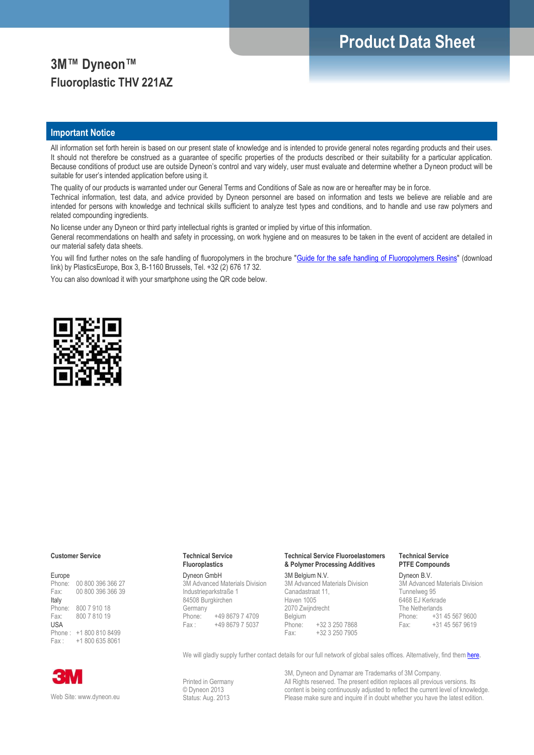# Product Data Sheet

## 3M™ Dyneon™
## Fluoroplastic THV 221AZ

### Important Notice

All information set forth herein is based on our present state of knowledge and is intended to provide general notes regarding products and their uses. It should not therefore be construed as a guarantee of specific properties of the products described or their suitability for a particular application. Because conditions of product use are outside Dyneon's control and vary widely, user must evaluate and determine whether a Dyneon product will be suitable for user's intended application before using it.

The quality of our products is warranted under our General Terms and Conditions of Sale as now are or hereafter may be in force.
Technical information, test data, and advice provided by Dyneon personnel are based on information and tests we believe are reliable and are intended for persons with knowledge and technical skills sufficient to analyze test types and conditions, and to handle and use raw polymers and related compounding ingredients.

No license under any Dyneon or third party intellectual rights is granted or implied by virtue of this information.
General recommendations on health and safety in processing, on work hygiene and on measures to be taken in the event of accident are detailed in our material safety data sheets.

You will find further notes on the safe handling of fluoropolymers in the brochure "Guide for the safe handling of Fluoropolymers Resins" (download link) by PlasticsEurope, Box 3, B-1160 Brussels, Tel. +32 (2) 676 17 32.

You can also download it with your smartphone using the QR code below.

**Customer Service**

Europe
Phone: 00 800 396 366 27
Fax: 00 800 396 366 39
Italy
Phone: 800 7 910 18
Fax: 800 7 810 19
USA
Phone : +1 800 810 8499
Fax : +1 800 635 8061

**Technical Service Fluoroplastics**

Dyneon GmbH
3M Advanced Materials Division
Industrieparkstraße 1
84508 Burgkirchen
Germany
Phone: +49 8679 7 4709
Fax : +49 8679 7 5037

**Technical Service Fluoroelastomers & Polymer Processing Additives**

3M Belgium N.V.
3M Advanced Materials Division
Canadastraat 11,
Haven 1005
2070 Zwijndrecht
Belgium
Phone: +32 3 250 7868
Fax: +32 3 250 7905

**Technical Service PTFE Compounds**

Dyneon B.V.
3M Advanced Materials Division
Tunnelweg 95
6468 EJ Kerkrade
The Netherlands
Phone: +31 45 567 9600
Fax: +31 45 567 9619

We will gladly supply further contact details for our full network of global sales offices. Alternatively, find them here.

Web Site: www.dyneon.eu

Printed in Germany
© Dyneon 2013
Status: Aug. 2013

3M, Dyneon and Dynamar are Trademarks of 3M Company.
All Rights reserved. The present edition replaces all previous versions. Its content is being continuously adjusted to reflect the current level of knowledge. Please make sure and inquire if in doubt whether you have the latest edition.